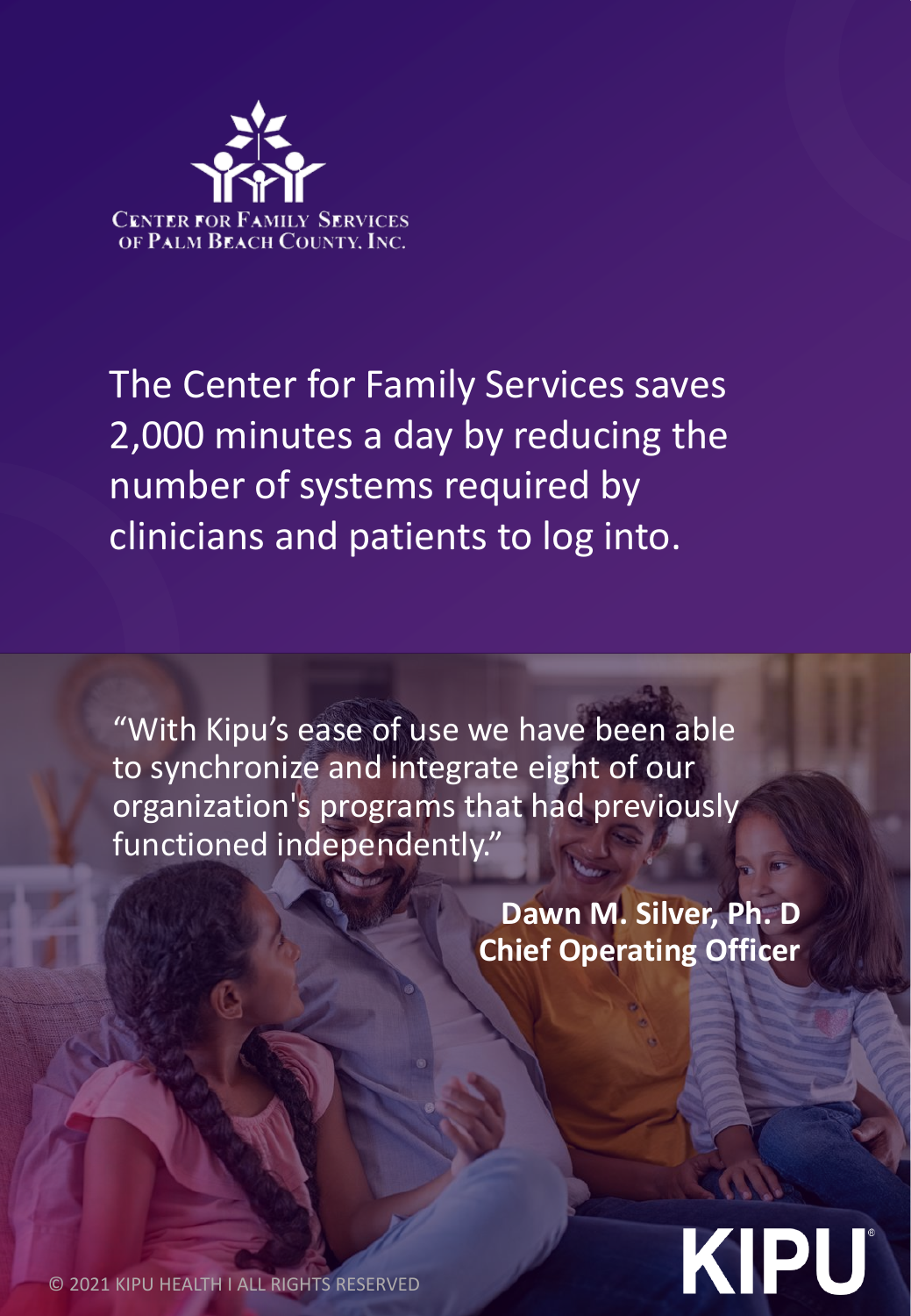CENTER FOR FAMILY SERVICES OF PALM BEACH COUNTY, INC.

The Center for Family Services saves 2,000 minutes a day by reducing the number of systems required by clinicians and patients to log into.

"With Kipu's ease of use we have been able to synchronize and integrate eight of our organization's programs that had previously functioned independently."

**Dawn M. Silver, Ph. D**
**Chief Operating Officer**

KIPU

© 2021 KIPU HEALTH I ALL RIGHTS RESERVED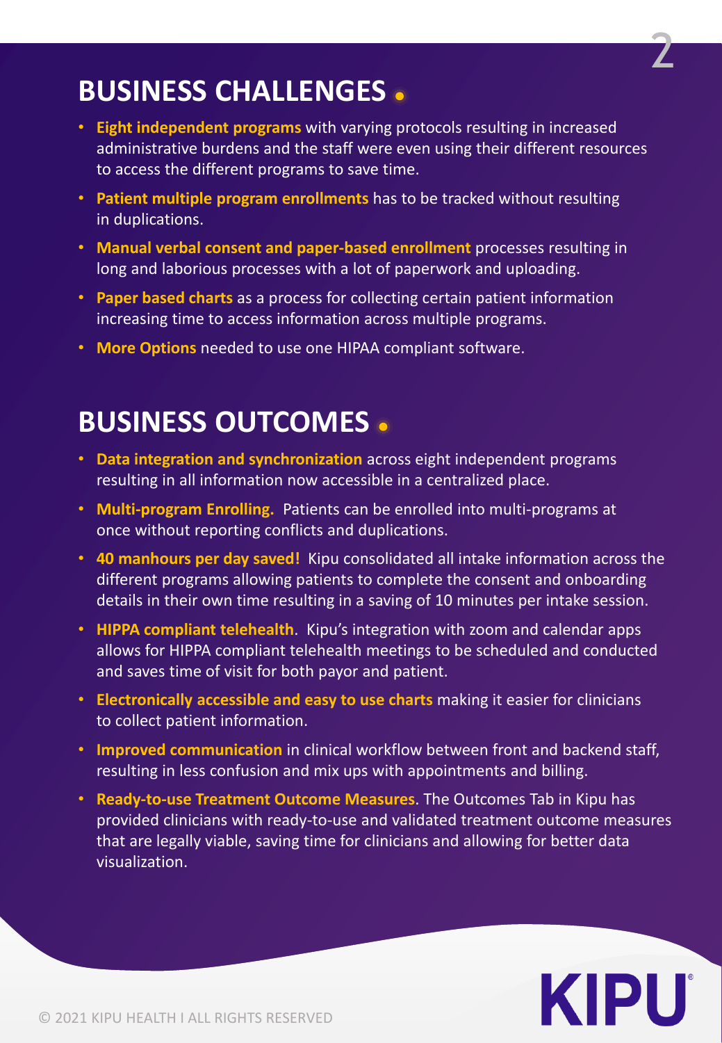## BUSINESS CHALLENGES

- **Eight independent programs** with varying protocols resulting in increased administrative burdens and the staff were even using their different resources to access the different programs to save time.
- **Patient multiple program enrollments** has to be tracked without resulting in duplications.
- **Manual verbal consent and paper-based enrollment** processes resulting in long and laborious processes with a lot of paperwork and uploading.
- **Paper based charts** as a process for collecting certain patient information increasing time to access information across multiple programs.
- **More Options** needed to use one HIPAA compliant software.

## BUSINESS OUTCOMES

- **Data integration and synchronization** across eight independent programs resulting in all information now accessible in a centralized place.
- **Multi-program Enrolling.** Patients can be enrolled into multi-programs at once without reporting conflicts and duplications.
- **40 manhours per day saved!** Kipu consolidated all intake information across the different programs allowing patients to complete the consent and onboarding details in their own time resulting in a saving of 10 minutes per intake session.
- **HIPPA compliant telehealth**. Kipu's integration with zoom and calendar apps allows for HIPPA compliant telehealth meetings to be scheduled and conducted and saves time of visit for both payor and patient.
- **Electronically accessible and easy to use charts** making it easier for clinicians to collect patient information.
- **Improved communication** in clinical workflow between front and backend staff, resulting in less confusion and mix ups with appointments and billing.
- **Ready-to-use Treatment Outcome Measures**. The Outcomes Tab in Kipu has provided clinicians with ready-to-use and validated treatment outcome measures that are legally viable, saving time for clinicians and allowing for better data visualization.

KIPU®

© 2021 KIPU HEALTH I ALL RIGHTS RESERVED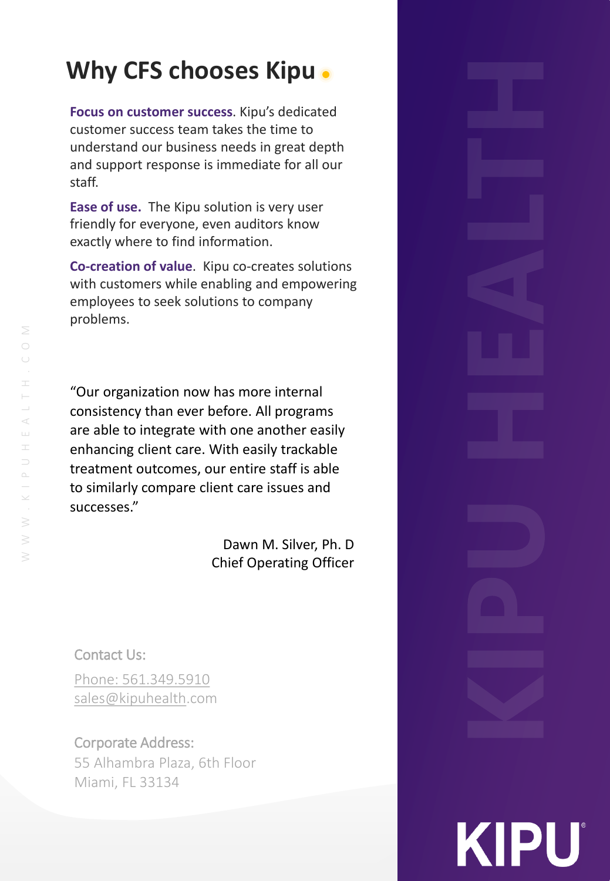# Why CFS chooses Kipu

**Focus on customer success**. Kipu's dedicated customer success team takes the time to understand our business needs in great depth and support response is immediate for all our staff.

**Ease of use.** The Kipu solution is very user friendly for everyone, even auditors know exactly where to find information.

**Co-creation of value**. Kipu co-creates solutions with customers while enabling and empowering employees to seek solutions to company problems.

"Our organization now has more internal consistency than ever before. All programs are able to integrate with one another easily enhancing client care. With easily trackable treatment outcomes, our entire staff is able to similarly compare client care issues and successes."

Dawn M. Silver, Ph. D
Chief Operating Officer

Contact Us:

Phone: 561.349.5910
sales@kipuhealth.com

Corporate Address:
55 Alhambra Plaza, 6th Floor
Miami, FL 33134

WWW.KIPUHEALTH.COM

KIPU HEALTH

KIPU®